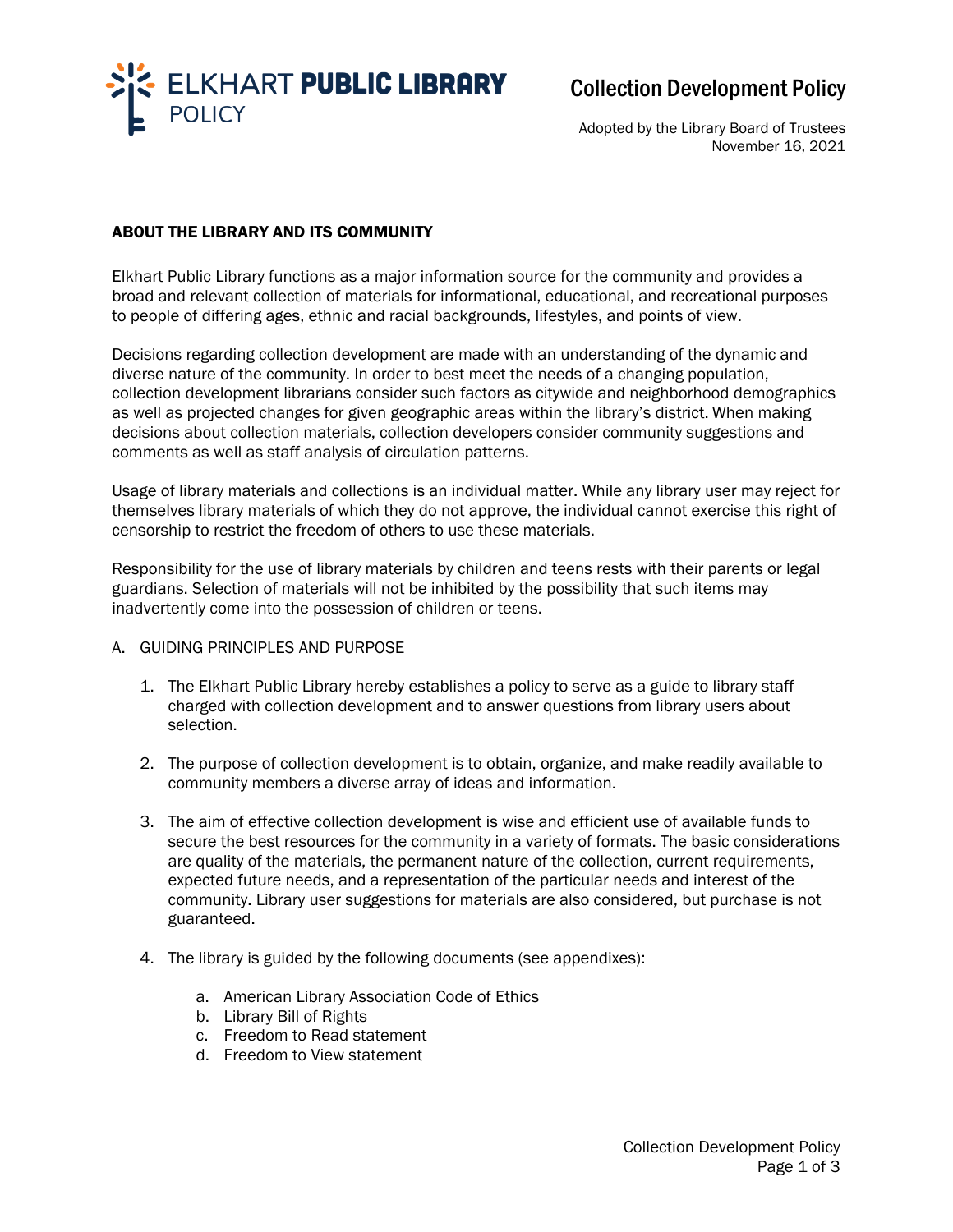ELKHART **PUBLIC LIBRARY**
POLICY

# Collection Development Policy

Adopted by the Library Board of Trustees
November 16, 2021

## ABOUT THE LIBRARY AND ITS COMMUNITY

Elkhart Public Library functions as a major information source for the community and provides a broad and relevant collection of materials for informational, educational, and recreational purposes to people of differing ages, ethnic and racial backgrounds, lifestyles, and points of view.

Decisions regarding collection development are made with an understanding of the dynamic and diverse nature of the community. In order to best meet the needs of a changing population, collection development librarians consider such factors as citywide and neighborhood demographics as well as projected changes for given geographic areas within the library's district. When making decisions about collection materials, collection developers consider community suggestions and comments as well as staff analysis of circulation patterns.

Usage of library materials and collections is an individual matter. While any library user may reject for themselves library materials of which they do not approve, the individual cannot exercise this right of censorship to restrict the freedom of others to use these materials.

Responsibility for the use of library materials by children and teens rests with their parents or legal guardians. Selection of materials will not be inhibited by the possibility that such items may inadvertently come into the possession of children or teens.

A. GUIDING PRINCIPLES AND PURPOSE

1. The Elkhart Public Library hereby establishes a policy to serve as a guide to library staff charged with collection development and to answer questions from library users about selection.

2. The purpose of collection development is to obtain, organize, and make readily available to community members a diverse array of ideas and information.

3. The aim of effective collection development is wise and efficient use of available funds to secure the best resources for the community in a variety of formats. The basic considerations are quality of the materials, the permanent nature of the collection, current requirements, expected future needs, and a representation of the particular needs and interest of the community. Library user suggestions for materials are also considered, but purchase is not guaranteed.

4. The library is guided by the following documents (see appendixes):

    a. American Library Association Code of Ethics
    b. Library Bill of Rights
    c. Freedom to Read statement
    d. Freedom to View statement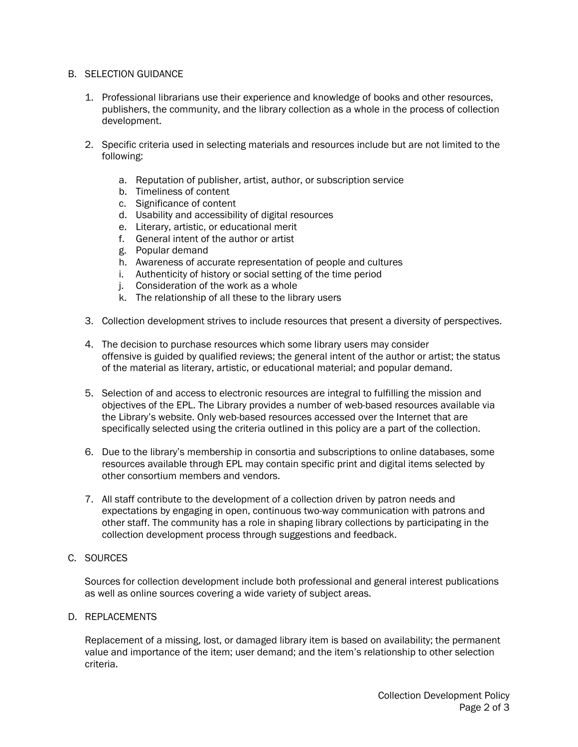## B. SELECTION GUIDANCE

1. Professional librarians use their experience and knowledge of books and other resources, publishers, the community, and the library collection as a whole in the process of collection development.

2. Specific criteria used in selecting materials and resources include but are not limited to the following:

   a. Reputation of publisher, artist, author, or subscription service
   b. Timeliness of content
   c. Significance of content
   d. Usability and accessibility of digital resources
   e. Literary, artistic, or educational merit
   f. General intent of the author or artist
   g. Popular demand
   h. Awareness of accurate representation of people and cultures
   i. Authenticity of history or social setting of the time period
   j. Consideration of the work as a whole
   k. The relationship of all these to the library users

3. Collection development strives to include resources that present a diversity of perspectives.

4. The decision to purchase resources which some library users may consider offensive is guided by qualified reviews; the general intent of the author or artist; the status of the material as literary, artistic, or educational material; and popular demand.

5. Selection of and access to electronic resources are integral to fulfilling the mission and objectives of the EPL. The Library provides a number of web-based resources available via the Library's website. Only web-based resources accessed over the Internet that are specifically selected using the criteria outlined in this policy are a part of the collection.

6. Due to the library's membership in consortia and subscriptions to online databases, some resources available through EPL may contain specific print and digital items selected by other consortium members and vendors.

7. All staff contribute to the development of a collection driven by patron needs and expectations by engaging in open, continuous two-way communication with patrons and other staff. The community has a role in shaping library collections by participating in the collection development process through suggestions and feedback.

## C. SOURCES

Sources for collection development include both professional and general interest publications as well as online sources covering a wide variety of subject areas.

## D. REPLACEMENTS

Replacement of a missing, lost, or damaged library item is based on availability; the permanent value and importance of the item; user demand; and the item's relationship to other selection criteria.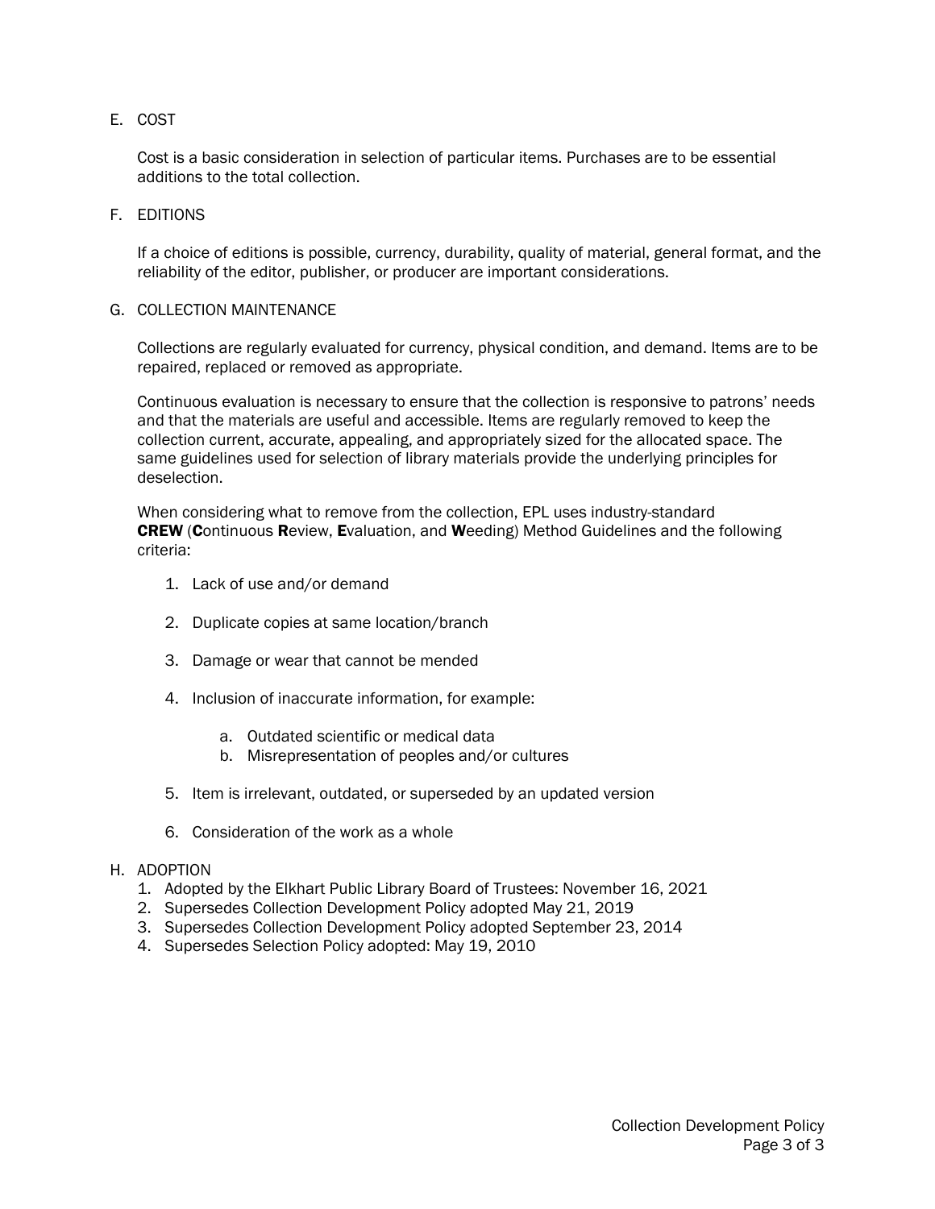E. COST

Cost is a basic consideration in selection of particular items. Purchases are to be essential additions to the total collection.

F. EDITIONS

If a choice of editions is possible, currency, durability, quality of material, general format, and the reliability of the editor, publisher, or producer are important considerations.

G. COLLECTION MAINTENANCE

Collections are regularly evaluated for currency, physical condition, and demand. Items are to be repaired, replaced or removed as appropriate.

Continuous evaluation is necessary to ensure that the collection is responsive to patrons' needs and that the materials are useful and accessible. Items are regularly removed to keep the collection current, accurate, appealing, and appropriately sized for the allocated space. The same guidelines used for selection of library materials provide the underlying principles for deselection.

When considering what to remove from the collection, EPL uses industry-standard **CREW** (**C**ontinuous **R**eview, **E**valuation, and **W**eeding) Method Guidelines and the following criteria:

1. Lack of use and/or demand
2. Duplicate copies at same location/branch
3. Damage or wear that cannot be mended
4. Inclusion of inaccurate information, for example:
   a. Outdated scientific or medical data
   b. Misrepresentation of peoples and/or cultures
5. Item is irrelevant, outdated, or superseded by an updated version
6. Consideration of the work as a whole

H. ADOPTION

1. Adopted by the Elkhart Public Library Board of Trustees: November 16, 2021
2. Supersedes Collection Development Policy adopted May 21, 2019
3. Supersedes Collection Development Policy adopted September 23, 2014
4. Supersedes Selection Policy adopted: May 19, 2010